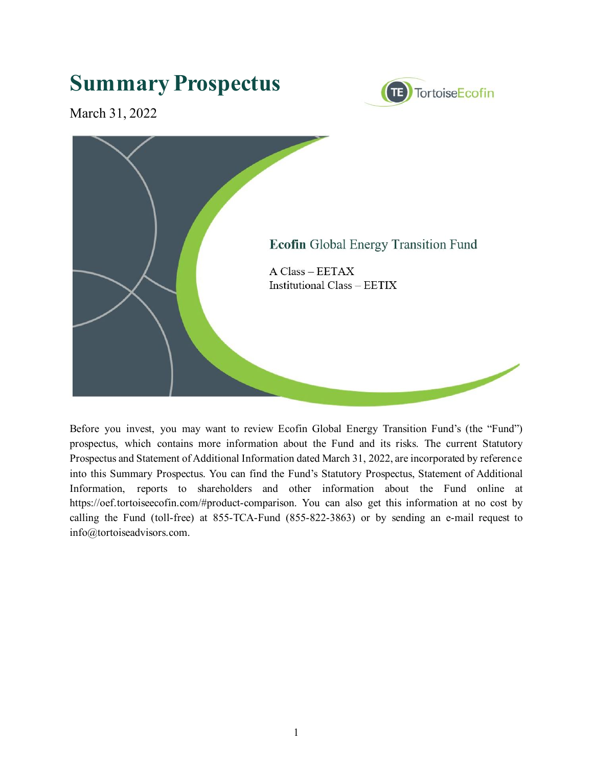# Summary Prospectus

March 31, 2022

TortoiseEcofin

**Ecofin** Global Energy Transition Fund

A Class – EETAX
Institutional Class – EETIX

Before you invest, you may want to review Ecofin Global Energy Transition Fund's (the "Fund") prospectus, which contains more information about the Fund and its risks. The current Statutory Prospectus and Statement of Additional Information dated March 31, 2022, are incorporated by reference into this Summary Prospectus. You can find the Fund's Statutory Prospectus, Statement of Additional Information, reports to shareholders and other information about the Fund online at https://oef.tortoiseecofin.com/#product-comparison. You can also get this information at no cost by calling the Fund (toll-free) at 855-TCA-Fund (855-822-3863) or by sending an e-mail request to info@tortoiseadvisors.com.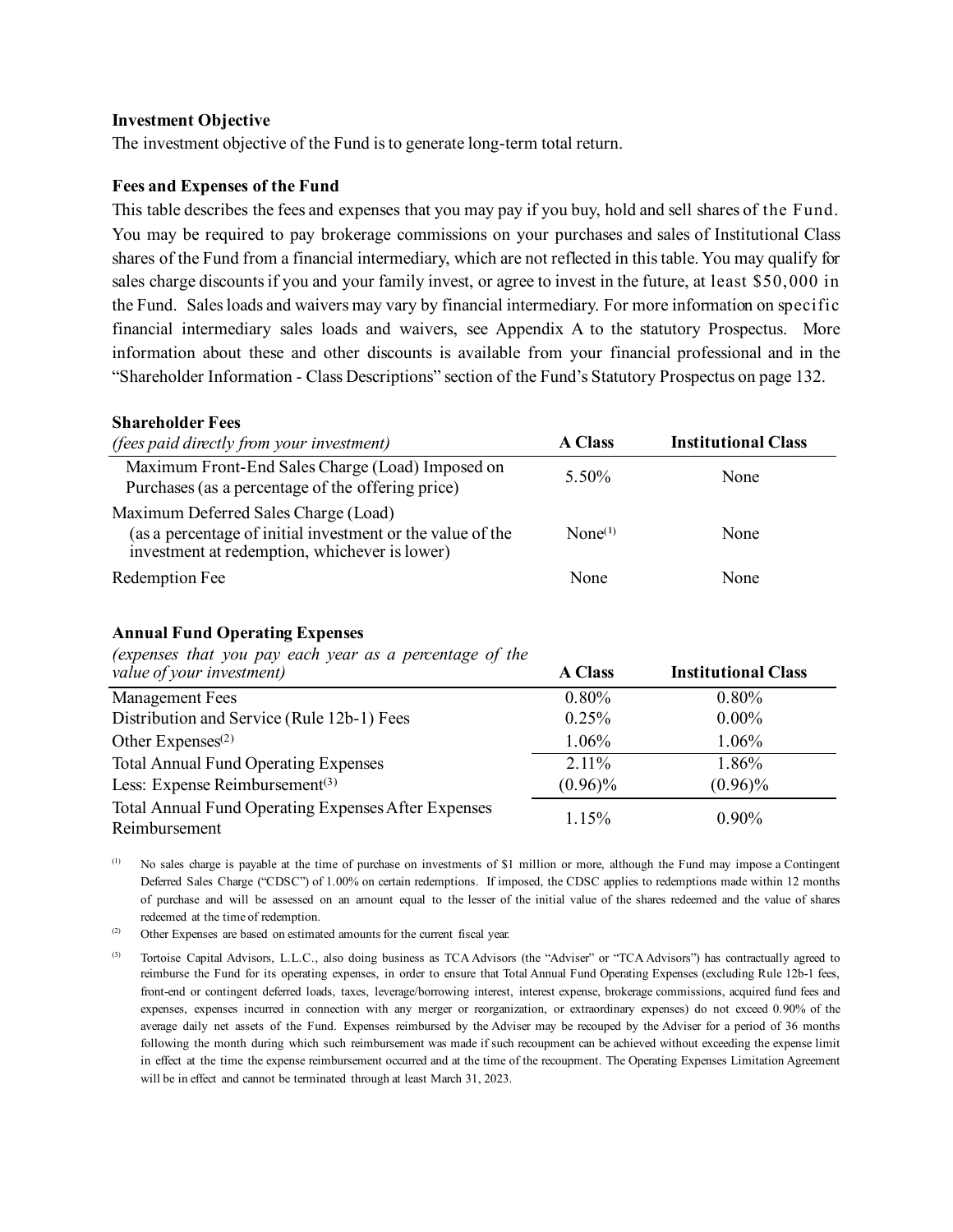### Investment Objective

The investment objective of the Fund is to generate long-term total return.

### Fees and Expenses of the Fund

This table describes the fees and expenses that you may pay if you buy, hold and sell shares of the Fund. You may be required to pay brokerage commissions on your purchases and sales of Institutional Class shares of the Fund from a financial intermediary, which are not reflected in this table. You may qualify for sales charge discounts if you and your family invest, or agree to invest in the future, at least $50,000 in the Fund. Sales loads and waivers may vary by financial intermediary. For more information on specific financial intermediary sales loads and waivers, see Appendix A to the statutory Prospectus. More information about these and other discounts is available from your financial professional and in the "Shareholder Information - Class Descriptions" section of the Fund's Statutory Prospectus on page 132.

| **Shareholder Fees** *(fees paid directly from your investment)* | **A Class** | **Institutional Class** |
|---|---|---|
| Maximum Front-End Sales Charge (Load) Imposed on Purchases (as a percentage of the offering price) | 5.50% | None |
| Maximum Deferred Sales Charge (Load) (as a percentage of initial investment or the value of the investment at redemption, whichever is lower) | None[(1)] | None |
| Redemption Fee | None | None |

| **Annual Fund Operating Expenses** *(expenses that you pay each year as a percentage of the value of your investment)* | **A Class** | **Institutional Class** |
|---|---|---|
| Management Fees | 0.80% | 0.80% |
| Distribution and Service (Rule 12b-1) Fees | 0.25% | 0.00% |
| Other Expenses[(2)] | 1.06% | 1.06% |
| Total Annual Fund Operating Expenses | 2.11% | 1.86% |
| Less: Expense Reimbursement[(3)] | (0.96)% | (0.96)% |
| Total Annual Fund Operating Expenses After Expenses Reimbursement | 1.15% | 0.90% |

(1) No sales charge is payable at the time of purchase on investments of $1 million or more, although the Fund may impose a Contingent Deferred Sales Charge ("CDSC") of 1.00% on certain redemptions. If imposed, the CDSC applies to redemptions made within 12 months of purchase and will be assessed on an amount equal to the lesser of the initial value of the shares redeemed and the value of shares redeemed at the time of redemption.

(2) Other Expenses are based on estimated amounts for the current fiscal year.

(3) Tortoise Capital Advisors, L.L.C., also doing business as TCA Advisors (the "Adviser" or "TCA Advisors") has contractually agreed to reimburse the Fund for its operating expenses, in order to ensure that Total Annual Fund Operating Expenses (excluding Rule 12b-1 fees, front-end or contingent deferred loads, taxes, leverage/borrowing interest, interest expense, brokerage commissions, acquired fund fees and expenses, expenses incurred in connection with any merger or reorganization, or extraordinary expenses) do not exceed 0.90% of the average daily net assets of the Fund. Expenses reimbursed by the Adviser may be recouped by the Adviser for a period of 36 months following the month during which such reimbursement was made if such recoupment can be achieved without exceeding the expense limit in effect at the time the expense reimbursement occurred and at the time of the recoupment. The Operating Expenses Limitation Agreement will be in effect and cannot be terminated through at least March 31, 2023.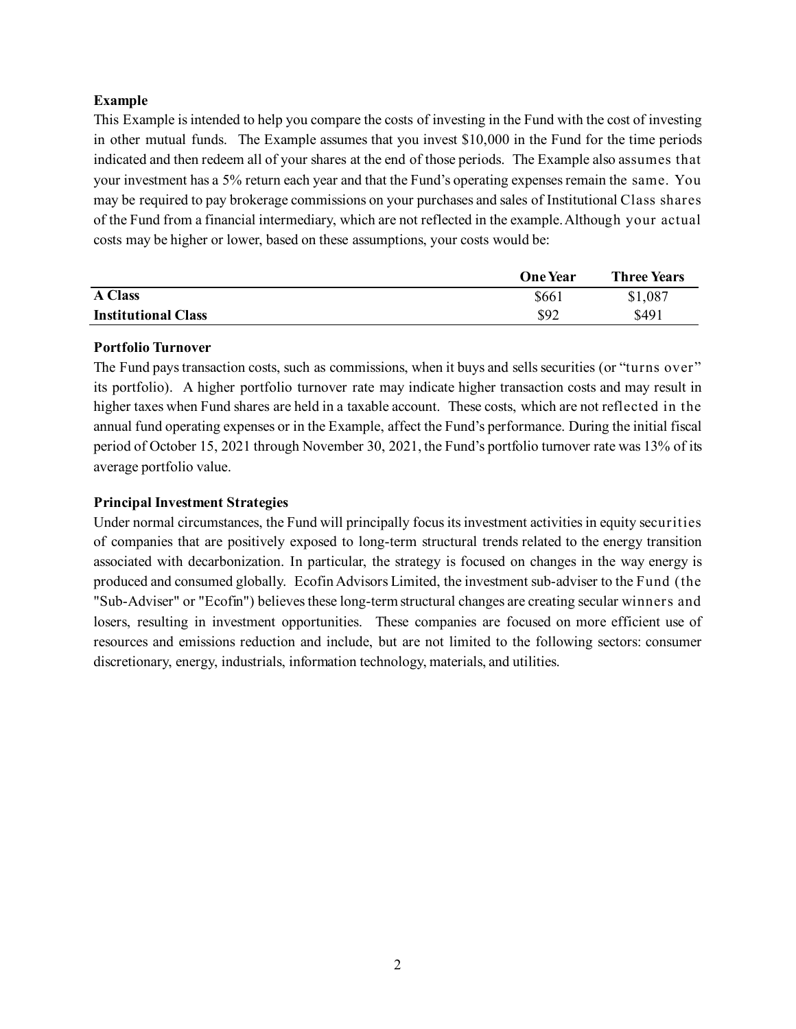**Example**

This Example is intended to help you compare the costs of investing in the Fund with the cost of investing in other mutual funds. The Example assumes that you invest $10,000 in the Fund for the time periods indicated and then redeem all of your shares at the end of those periods. The Example also assumes that your investment has a 5% return each year and that the Fund's operating expenses remain the same. You may be required to pay brokerage commissions on your purchases and sales of Institutional Class shares of the Fund from a financial intermediary, which are not reflected in the example. Although your actual costs may be higher or lower, based on these assumptions, your costs would be:

| | One Year | Three Years |
|---|---|---|
| **A Class** | $661 | $1,087 |
| **Institutional Class** | $92 | $491 |

**Portfolio Turnover**

The Fund pays transaction costs, such as commissions, when it buys and sells securities (or "turns over" its portfolio). A higher portfolio turnover rate may indicate higher transaction costs and may result in higher taxes when Fund shares are held in a taxable account. These costs, which are not reflected in the annual fund operating expenses or in the Example, affect the Fund's performance. During the initial fiscal period of October 15, 2021 through November 30, 2021, the Fund's portfolio turnover rate was 13% of its average portfolio value.

**Principal Investment Strategies**

Under normal circumstances, the Fund will principally focus its investment activities in equity securities of companies that are positively exposed to long-term structural trends related to the energy transition associated with decarbonization. In particular, the strategy is focused on changes in the way energy is produced and consumed globally. Ecofin Advisors Limited, the investment sub-adviser to the Fund (the "Sub-Adviser" or "Ecofin") believes these long-term structural changes are creating secular winners and losers, resulting in investment opportunities. These companies are focused on more efficient use of resources and emissions reduction and include, but are not limited to the following sectors: consumer discretionary, energy, industrials, information technology, materials, and utilities.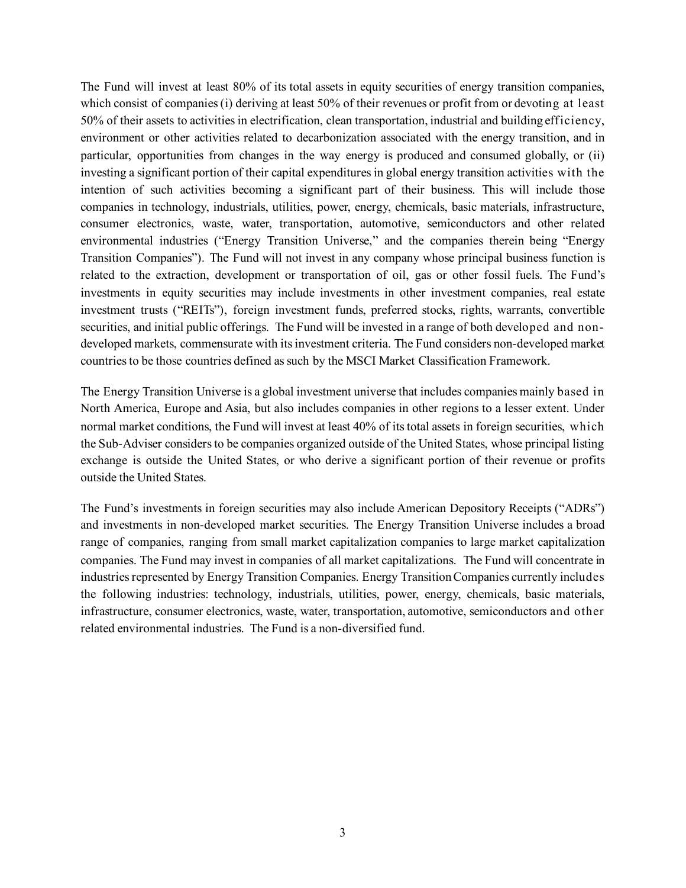The Fund will invest at least 80% of its total assets in equity securities of energy transition companies, which consist of companies (i) deriving at least 50% of their revenues or profit from or devoting at least 50% of their assets to activities in electrification, clean transportation, industrial and building efficiency, environment or other activities related to decarbonization associated with the energy transition, and in particular, opportunities from changes in the way energy is produced and consumed globally, or (ii) investing a significant portion of their capital expenditures in global energy transition activities with the intention of such activities becoming a significant part of their business. This will include those companies in technology, industrials, utilities, power, energy, chemicals, basic materials, infrastructure, consumer electronics, waste, water, transportation, automotive, semiconductors and other related environmental industries ("Energy Transition Universe," and the companies therein being "Energy Transition Companies"). The Fund will not invest in any company whose principal business function is related to the extraction, development or transportation of oil, gas or other fossil fuels. The Fund's investments in equity securities may include investments in other investment companies, real estate investment trusts ("REITs"), foreign investment funds, preferred stocks, rights, warrants, convertible securities, and initial public offerings. The Fund will be invested in a range of both developed and non-developed markets, commensurate with its investment criteria. The Fund considers non-developed market countries to be those countries defined as such by the MSCI Market Classification Framework.

The Energy Transition Universe is a global investment universe that includes companies mainly based in North America, Europe and Asia, but also includes companies in other regions to a lesser extent. Under normal market conditions, the Fund will invest at least 40% of its total assets in foreign securities, which the Sub-Adviser considers to be companies organized outside of the United States, whose principal listing exchange is outside the United States, or who derive a significant portion of their revenue or profits outside the United States.

The Fund's investments in foreign securities may also include American Depository Receipts ("ADRs") and investments in non-developed market securities. The Energy Transition Universe includes a broad range of companies, ranging from small market capitalization companies to large market capitalization companies. The Fund may invest in companies of all market capitalizations. The Fund will concentrate in industries represented by Energy Transition Companies. Energy Transition Companies currently includes the following industries: technology, industrials, utilities, power, energy, chemicals, basic materials, infrastructure, consumer electronics, waste, water, transportation, automotive, semiconductors and other related environmental industries. The Fund is a non-diversified fund.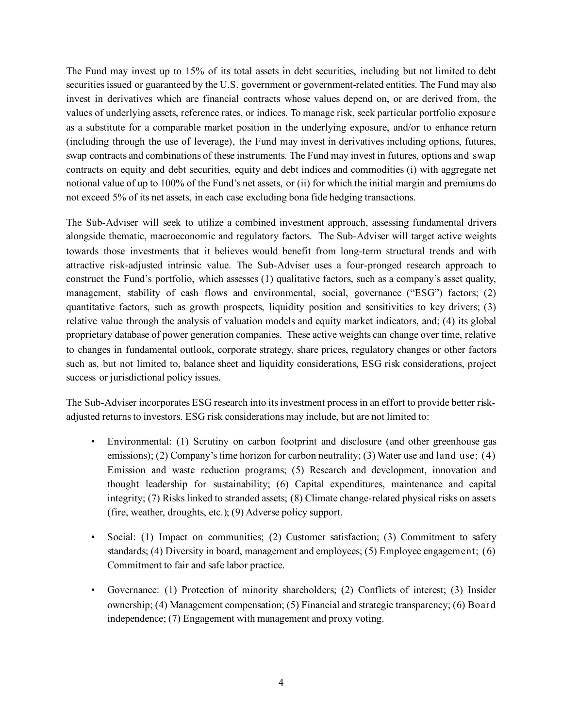The Fund may invest up to 15% of its total assets in debt securities, including but not limited to debt securities issued or guaranteed by the U.S. government or government-related entities. The Fund may also invest in derivatives which are financial contracts whose values depend on, or are derived from, the values of underlying assets, reference rates, or indices. To manage risk, seek particular portfolio exposure as a substitute for a comparable market position in the underlying exposure, and/or to enhance return (including through the use of leverage), the Fund may invest in derivatives including options, futures, swap contracts and combinations of these instruments. The Fund may invest in futures, options and swap contracts on equity and debt securities, equity and debt indices and commodities (i) with aggregate net notional value of up to 100% of the Fund's net assets, or (ii) for which the initial margin and premiums do not exceed 5% of its net assets, in each case excluding bona fide hedging transactions.

The Sub-Adviser will seek to utilize a combined investment approach, assessing fundamental drivers alongside thematic, macroeconomic and regulatory factors. The Sub-Adviser will target active weights towards those investments that it believes would benefit from long-term structural trends and with attractive risk-adjusted intrinsic value. The Sub-Adviser uses a four-pronged research approach to construct the Fund's portfolio, which assesses (1) qualitative factors, such as a company's asset quality, management, stability of cash flows and environmental, social, governance ("ESG") factors; (2) quantitative factors, such as growth prospects, liquidity position and sensitivities to key drivers; (3) relative value through the analysis of valuation models and equity market indicators, and; (4) its global proprietary database of power generation companies. These active weights can change over time, relative to changes in fundamental outlook, corporate strategy, share prices, regulatory changes or other factors such as, but not limited to, balance sheet and liquidity considerations, ESG risk considerations, project success or jurisdictional policy issues.

The Sub-Adviser incorporates ESG research into its investment process in an effort to provide better risk-adjusted returns to investors. ESG risk considerations may include, but are not limited to:

- Environmental: (1) Scrutiny on carbon footprint and disclosure (and other greenhouse gas emissions); (2) Company's time horizon for carbon neutrality; (3) Water use and land use; (4) Emission and waste reduction programs; (5) Research and development, innovation and thought leadership for sustainability; (6) Capital expenditures, maintenance and capital integrity; (7) Risks linked to stranded assets; (8) Climate change-related physical risks on assets (fire, weather, droughts, etc.); (9) Adverse policy support.

- Social: (1) Impact on communities; (2) Customer satisfaction; (3) Commitment to safety standards; (4) Diversity in board, management and employees; (5) Employee engagement; (6) Commitment to fair and safe labor practice.

- Governance: (1) Protection of minority shareholders; (2) Conflicts of interest; (3) Insider ownership; (4) Management compensation; (5) Financial and strategic transparency; (6) Board independence; (7) Engagement with management and proxy voting.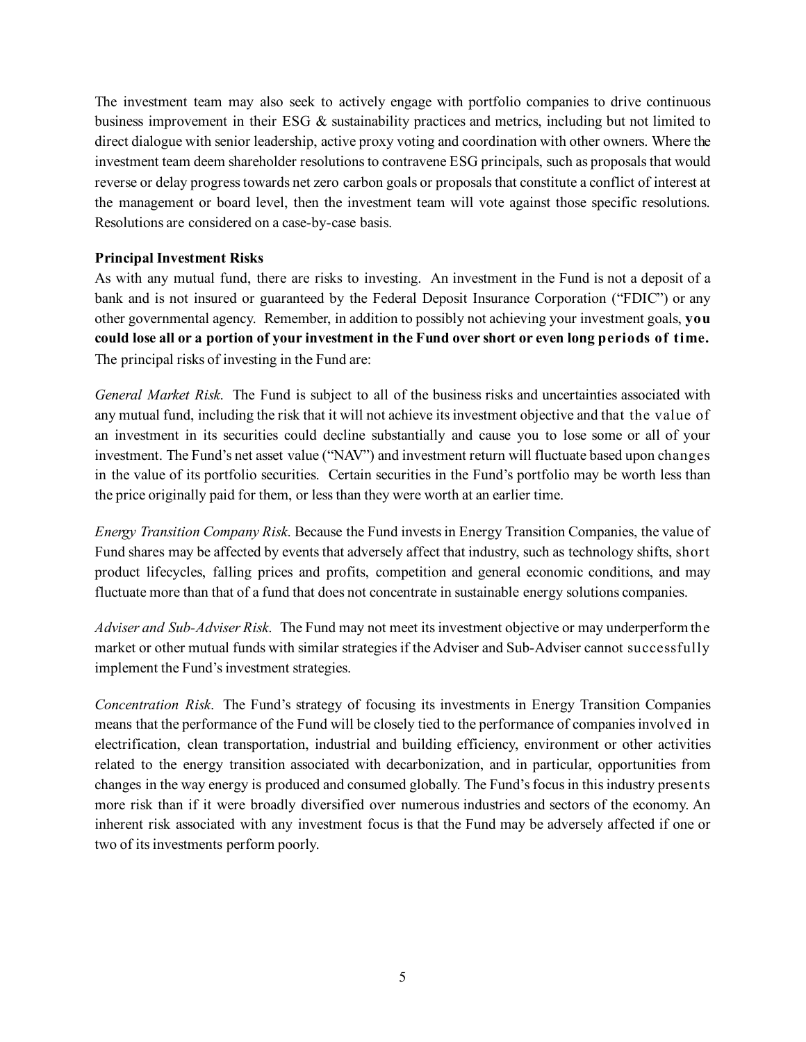The investment team may also seek to actively engage with portfolio companies to drive continuous business improvement in their ESG & sustainability practices and metrics, including but not limited to direct dialogue with senior leadership, active proxy voting and coordination with other owners. Where the investment team deem shareholder resolutions to contravene ESG principals, such as proposals that would reverse or delay progress towards net zero carbon goals or proposals that constitute a conflict of interest at the management or board level, then the investment team will vote against those specific resolutions. Resolutions are considered on a case-by-case basis.

**Principal Investment Risks**

As with any mutual fund, there are risks to investing. An investment in the Fund is not a deposit of a bank and is not insured or guaranteed by the Federal Deposit Insurance Corporation ("FDIC") or any other governmental agency. Remember, in addition to possibly not achieving your investment goals, **you could lose all or a portion of your investment in the Fund over short or even long periods of time.** The principal risks of investing in the Fund are:

*General Market Risk*. The Fund is subject to all of the business risks and uncertainties associated with any mutual fund, including the risk that it will not achieve its investment objective and that the value of an investment in its securities could decline substantially and cause you to lose some or all of your investment. The Fund's net asset value ("NAV") and investment return will fluctuate based upon changes in the value of its portfolio securities. Certain securities in the Fund's portfolio may be worth less than the price originally paid for them, or less than they were worth at an earlier time.

*Energy Transition Company Risk*. Because the Fund invests in Energy Transition Companies, the value of Fund shares may be affected by events that adversely affect that industry, such as technology shifts, short product lifecycles, falling prices and profits, competition and general economic conditions, and may fluctuate more than that of a fund that does not concentrate in sustainable energy solutions companies.

*Adviser and Sub-Adviser Risk*. The Fund may not meet its investment objective or may underperform the market or other mutual funds with similar strategies if the Adviser and Sub-Adviser cannot successfully implement the Fund's investment strategies.

*Concentration Risk*. The Fund's strategy of focusing its investments in Energy Transition Companies means that the performance of the Fund will be closely tied to the performance of companies involved in electrification, clean transportation, industrial and building efficiency, environment or other activities related to the energy transition associated with decarbonization, and in particular, opportunities from changes in the way energy is produced and consumed globally. The Fund's focus in this industry presents more risk than if it were broadly diversified over numerous industries and sectors of the economy. An inherent risk associated with any investment focus is that the Fund may be adversely affected if one or two of its investments perform poorly.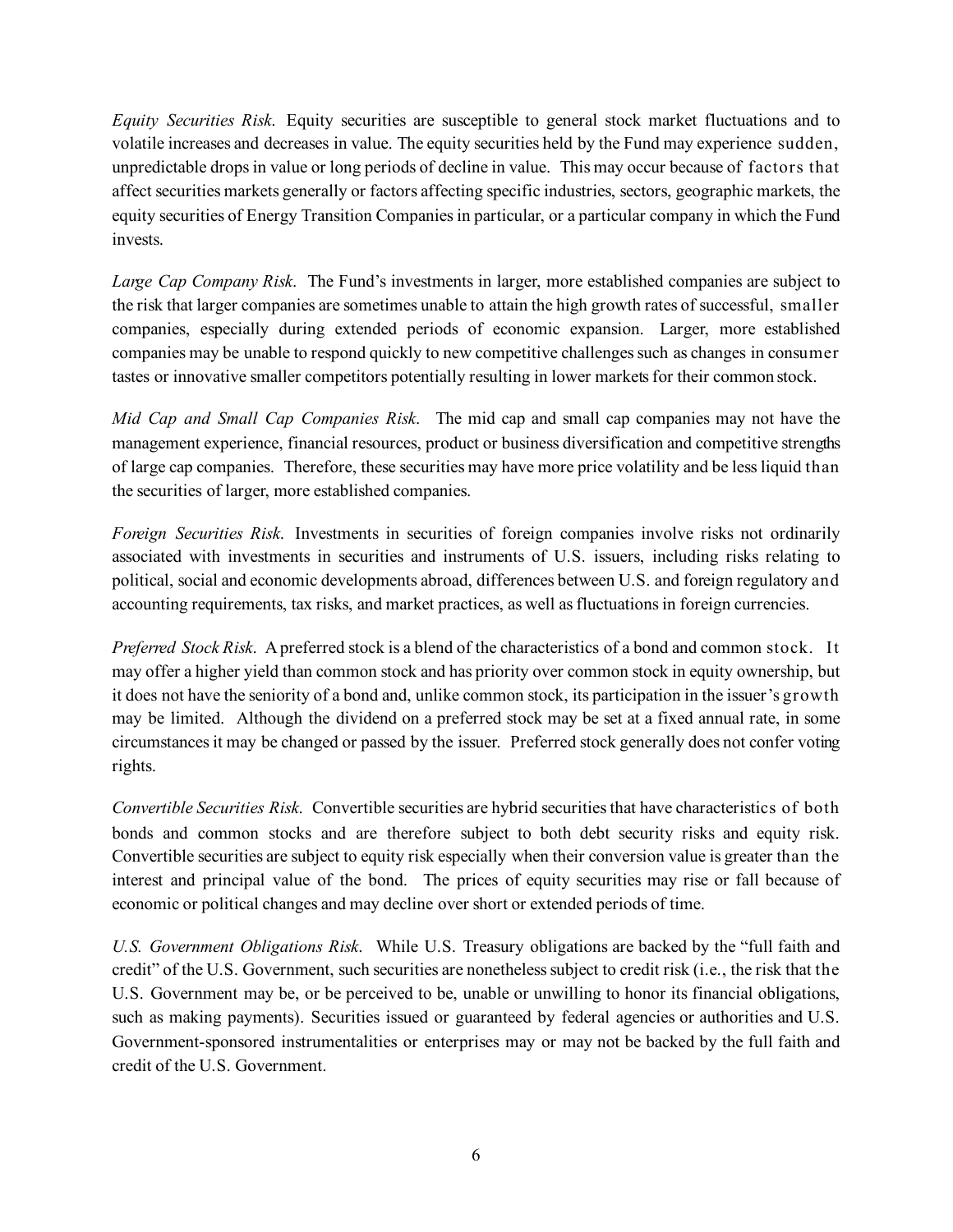*Equity Securities Risk*. Equity securities are susceptible to general stock market fluctuations and to volatile increases and decreases in value. The equity securities held by the Fund may experience sudden, unpredictable drops in value or long periods of decline in value. This may occur because of factors that affect securities markets generally or factors affecting specific industries, sectors, geographic markets, the equity securities of Energy Transition Companies in particular, or a particular company in which the Fund invests.

*Large Cap Company Risk*. The Fund's investments in larger, more established companies are subject to the risk that larger companies are sometimes unable to attain the high growth rates of successful, smaller companies, especially during extended periods of economic expansion. Larger, more established companies may be unable to respond quickly to new competitive challenges such as changes in consumer tastes or innovative smaller competitors potentially resulting in lower markets for their common stock.

*Mid Cap and Small Cap Companies Risk*. The mid cap and small cap companies may not have the management experience, financial resources, product or business diversification and competitive strengths of large cap companies. Therefore, these securities may have more price volatility and be less liquid than the securities of larger, more established companies.

*Foreign Securities Risk*. Investments in securities of foreign companies involve risks not ordinarily associated with investments in securities and instruments of U.S. issuers, including risks relating to political, social and economic developments abroad, differences between U.S. and foreign regulatory and accounting requirements, tax risks, and market practices, as well as fluctuations in foreign currencies.

*Preferred Stock Risk*. A preferred stock is a blend of the characteristics of a bond and common stock. It may offer a higher yield than common stock and has priority over common stock in equity ownership, but it does not have the seniority of a bond and, unlike common stock, its participation in the issuer's growth may be limited. Although the dividend on a preferred stock may be set at a fixed annual rate, in some circumstances it may be changed or passed by the issuer. Preferred stock generally does not confer voting rights.

*Convertible Securities Risk*. Convertible securities are hybrid securities that have characteristics of both bonds and common stocks and are therefore subject to both debt security risks and equity risk. Convertible securities are subject to equity risk especially when their conversion value is greater than the interest and principal value of the bond. The prices of equity securities may rise or fall because of economic or political changes and may decline over short or extended periods of time.

*U.S. Government Obligations Risk*. While U.S. Treasury obligations are backed by the "full faith and credit" of the U.S. Government, such securities are nonetheless subject to credit risk (i.e., the risk that the U.S. Government may be, or be perceived to be, unable or unwilling to honor its financial obligations, such as making payments). Securities issued or guaranteed by federal agencies or authorities and U.S. Government-sponsored instrumentalities or enterprises may or may not be backed by the full faith and credit of the U.S. Government.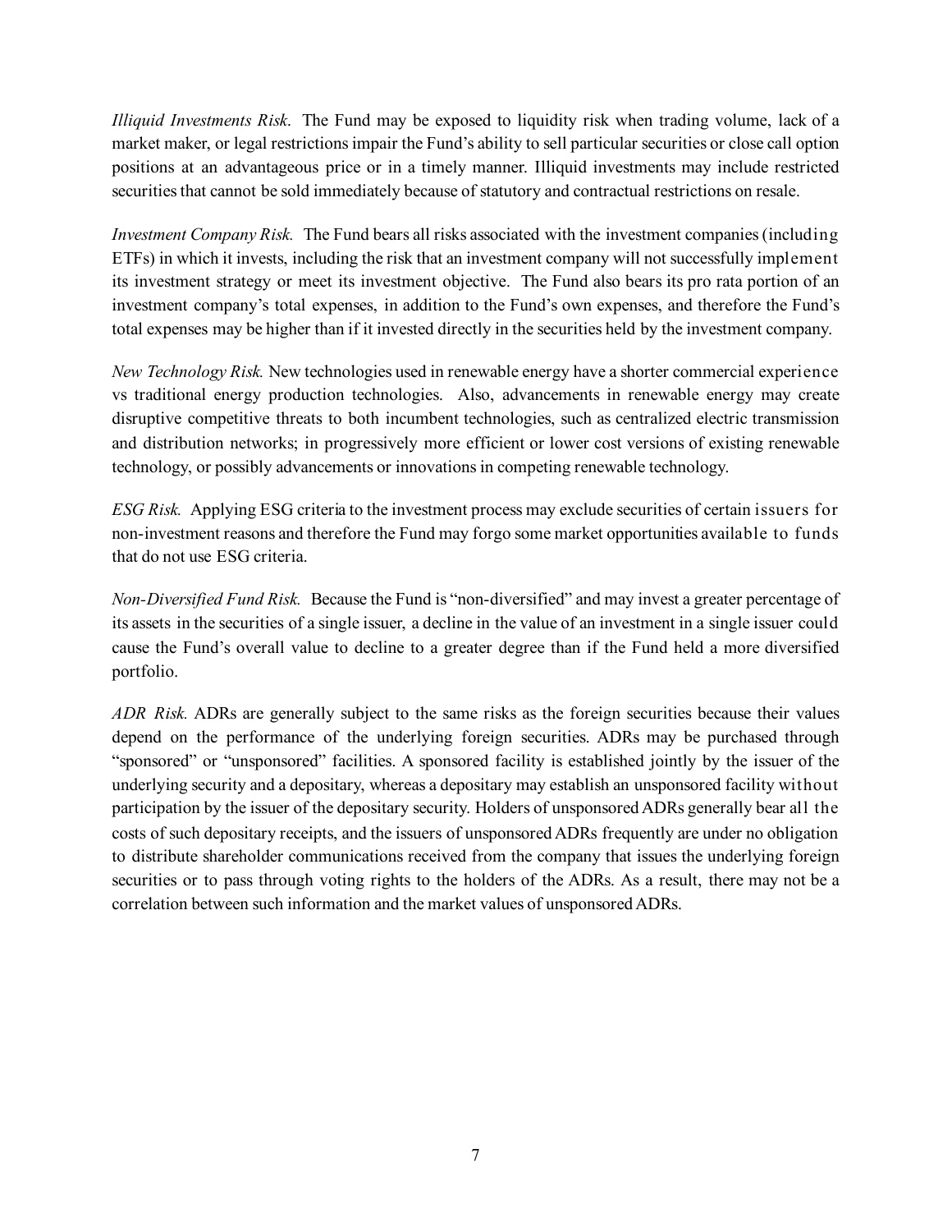*Illiquid Investments Risk*. The Fund may be exposed to liquidity risk when trading volume, lack of a market maker, or legal restrictions impair the Fund's ability to sell particular securities or close call option positions at an advantageous price or in a timely manner. Illiquid investments may include restricted securities that cannot be sold immediately because of statutory and contractual restrictions on resale.

*Investment Company Risk.* The Fund bears all risks associated with the investment companies (including ETFs) in which it invests, including the risk that an investment company will not successfully implement its investment strategy or meet its investment objective. The Fund also bears its pro rata portion of an investment company's total expenses, in addition to the Fund's own expenses, and therefore the Fund's total expenses may be higher than if it invested directly in the securities held by the investment company.

*New Technology Risk.* New technologies used in renewable energy have a shorter commercial experience vs traditional energy production technologies. Also, advancements in renewable energy may create disruptive competitive threats to both incumbent technologies, such as centralized electric transmission and distribution networks; in progressively more efficient or lower cost versions of existing renewable technology, or possibly advancements or innovations in competing renewable technology.

*ESG Risk.* Applying ESG criteria to the investment process may exclude securities of certain issuers for non-investment reasons and therefore the Fund may forgo some market opportunities available to funds that do not use ESG criteria.

*Non-Diversified Fund Risk.* Because the Fund is "non-diversified" and may invest a greater percentage of its assets in the securities of a single issuer, a decline in the value of an investment in a single issuer could cause the Fund's overall value to decline to a greater degree than if the Fund held a more diversified portfolio.

*ADR Risk.* ADRs are generally subject to the same risks as the foreign securities because their values depend on the performance of the underlying foreign securities. ADRs may be purchased through "sponsored" or "unsponsored" facilities. A sponsored facility is established jointly by the issuer of the underlying security and a depositary, whereas a depositary may establish an unsponsored facility without participation by the issuer of the depositary security. Holders of unsponsored ADRs generally bear all the costs of such depositary receipts, and the issuers of unsponsored ADRs frequently are under no obligation to distribute shareholder communications received from the company that issues the underlying foreign securities or to pass through voting rights to the holders of the ADRs. As a result, there may not be a correlation between such information and the market values of unsponsored ADRs.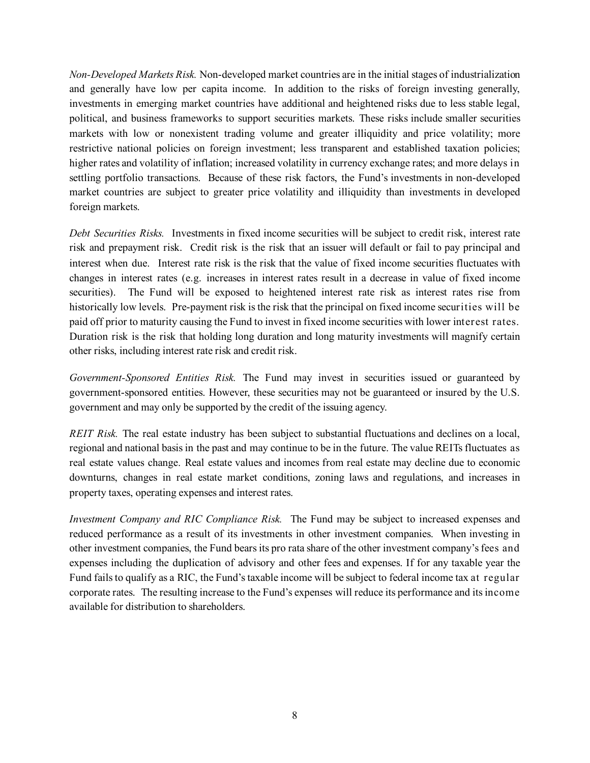*Non-Developed Markets Risk.* Non-developed market countries are in the initial stages of industrialization and generally have low per capita income. In addition to the risks of foreign investing generally, investments in emerging market countries have additional and heightened risks due to less stable legal, political, and business frameworks to support securities markets. These risks include smaller securities markets with low or nonexistent trading volume and greater illiquidity and price volatility; more restrictive national policies on foreign investment; less transparent and established taxation policies; higher rates and volatility of inflation; increased volatility in currency exchange rates; and more delays in settling portfolio transactions. Because of these risk factors, the Fund's investments in non-developed market countries are subject to greater price volatility and illiquidity than investments in developed foreign markets.

*Debt Securities Risks.* Investments in fixed income securities will be subject to credit risk, interest rate risk and prepayment risk. Credit risk is the risk that an issuer will default or fail to pay principal and interest when due. Interest rate risk is the risk that the value of fixed income securities fluctuates with changes in interest rates (e.g. increases in interest rates result in a decrease in value of fixed income securities). The Fund will be exposed to heightened interest rate risk as interest rates rise from historically low levels. Pre-payment risk is the risk that the principal on fixed income securities will be paid off prior to maturity causing the Fund to invest in fixed income securities with lower interest rates. Duration risk is the risk that holding long duration and long maturity investments will magnify certain other risks, including interest rate risk and credit risk.

*Government-Sponsored Entities Risk.* The Fund may invest in securities issued or guaranteed by government-sponsored entities. However, these securities may not be guaranteed or insured by the U.S. government and may only be supported by the credit of the issuing agency.

*REIT Risk.* The real estate industry has been subject to substantial fluctuations and declines on a local, regional and national basis in the past and may continue to be in the future. The value REITs fluctuates as real estate values change. Real estate values and incomes from real estate may decline due to economic downturns, changes in real estate market conditions, zoning laws and regulations, and increases in property taxes, operating expenses and interest rates.

*Investment Company and RIC Compliance Risk.* The Fund may be subject to increased expenses and reduced performance as a result of its investments in other investment companies. When investing in other investment companies, the Fund bears its pro rata share of the other investment company's fees and expenses including the duplication of advisory and other fees and expenses. If for any taxable year the Fund fails to qualify as a RIC, the Fund's taxable income will be subject to federal income tax at regular corporate rates. The resulting increase to the Fund's expenses will reduce its performance and its income available for distribution to shareholders.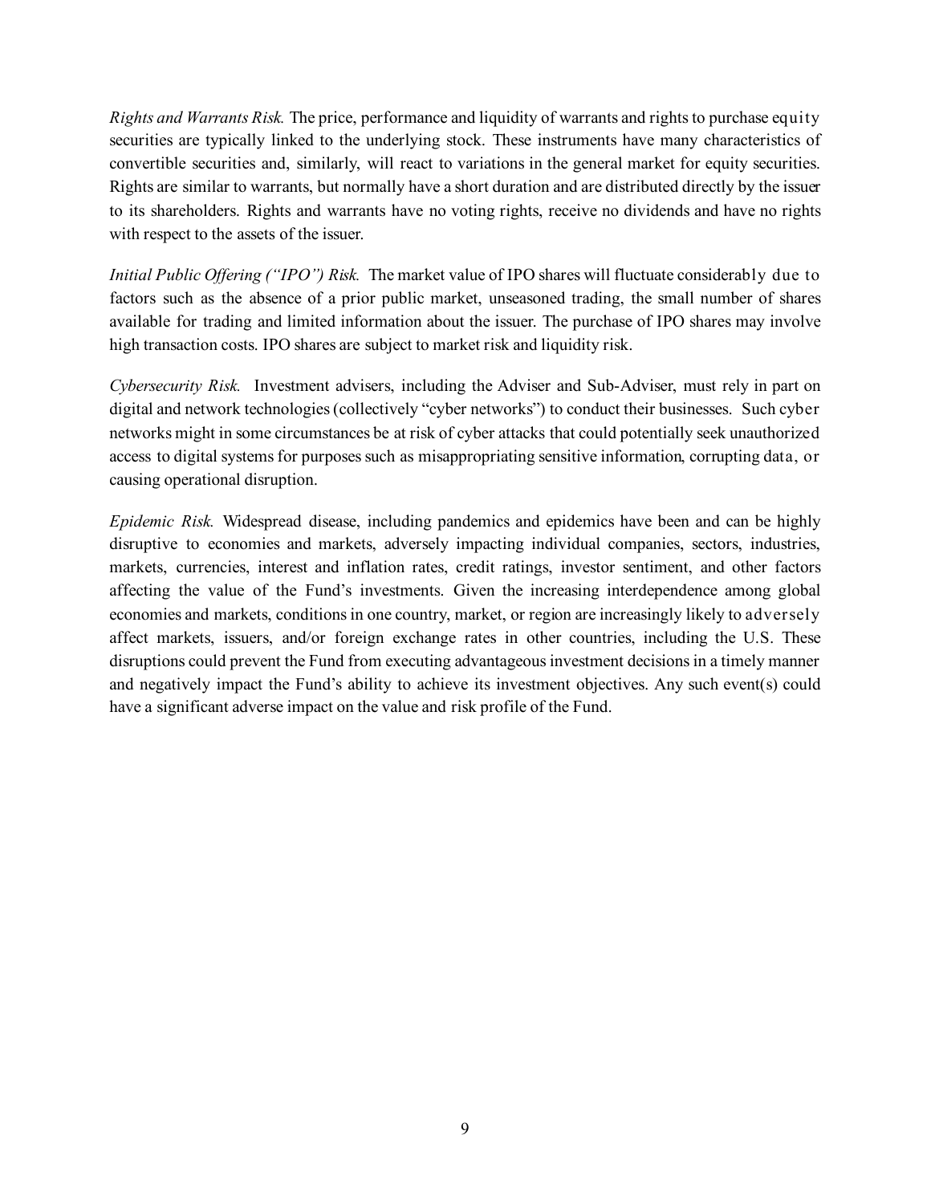*Rights and Warrants Risk.* The price, performance and liquidity of warrants and rights to purchase equity securities are typically linked to the underlying stock. These instruments have many characteristics of convertible securities and, similarly, will react to variations in the general market for equity securities. Rights are similar to warrants, but normally have a short duration and are distributed directly by the issuer to its shareholders. Rights and warrants have no voting rights, receive no dividends and have no rights with respect to the assets of the issuer.

*Initial Public Offering ("IPO") Risk.* The market value of IPO shares will fluctuate considerably due to factors such as the absence of a prior public market, unseasoned trading, the small number of shares available for trading and limited information about the issuer. The purchase of IPO shares may involve high transaction costs. IPO shares are subject to market risk and liquidity risk.

*Cybersecurity Risk.* Investment advisers, including the Adviser and Sub-Adviser, must rely in part on digital and network technologies (collectively "cyber networks") to conduct their businesses. Such cyber networks might in some circumstances be at risk of cyber attacks that could potentially seek unauthorized access to digital systems for purposes such as misappropriating sensitive information, corrupting data, or causing operational disruption.

*Epidemic Risk.* Widespread disease, including pandemics and epidemics have been and can be highly disruptive to economies and markets, adversely impacting individual companies, sectors, industries, markets, currencies, interest and inflation rates, credit ratings, investor sentiment, and other factors affecting the value of the Fund's investments. Given the increasing interdependence among global economies and markets, conditions in one country, market, or region are increasingly likely to adversely affect markets, issuers, and/or foreign exchange rates in other countries, including the U.S. These disruptions could prevent the Fund from executing advantageous investment decisions in a timely manner and negatively impact the Fund's ability to achieve its investment objectives. Any such event(s) could have a significant adverse impact on the value and risk profile of the Fund.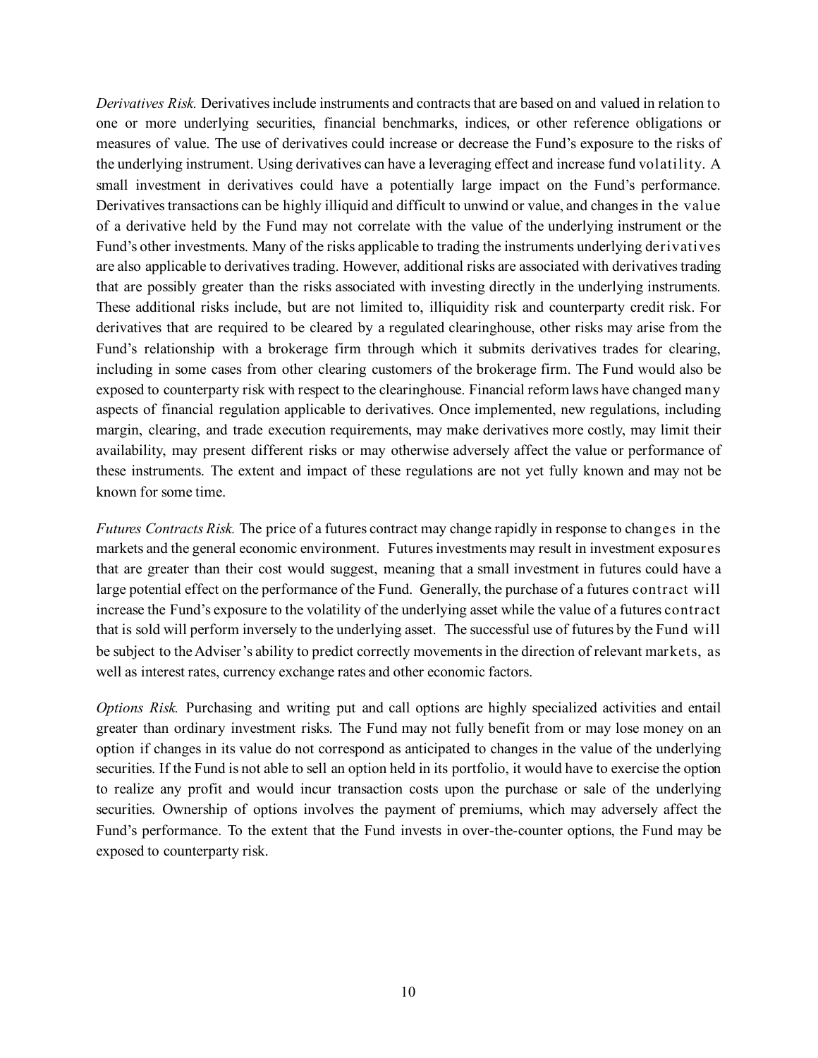*Derivatives Risk.* Derivatives include instruments and contracts that are based on and valued in relation to one or more underlying securities, financial benchmarks, indices, or other reference obligations or measures of value. The use of derivatives could increase or decrease the Fund's exposure to the risks of the underlying instrument. Using derivatives can have a leveraging effect and increase fund volatility. A small investment in derivatives could have a potentially large impact on the Fund's performance. Derivatives transactions can be highly illiquid and difficult to unwind or value, and changes in the value of a derivative held by the Fund may not correlate with the value of the underlying instrument or the Fund's other investments. Many of the risks applicable to trading the instruments underlying derivatives are also applicable to derivatives trading. However, additional risks are associated with derivatives trading that are possibly greater than the risks associated with investing directly in the underlying instruments. These additional risks include, but are not limited to, illiquidity risk and counterparty credit risk. For derivatives that are required to be cleared by a regulated clearinghouse, other risks may arise from the Fund's relationship with a brokerage firm through which it submits derivatives trades for clearing, including in some cases from other clearing customers of the brokerage firm. The Fund would also be exposed to counterparty risk with respect to the clearinghouse. Financial reform laws have changed many aspects of financial regulation applicable to derivatives. Once implemented, new regulations, including margin, clearing, and trade execution requirements, may make derivatives more costly, may limit their availability, may present different risks or may otherwise adversely affect the value or performance of these instruments. The extent and impact of these regulations are not yet fully known and may not be known for some time.

*Futures Contracts Risk.* The price of a futures contract may change rapidly in response to changes in the markets and the general economic environment. Futures investments may result in investment exposures that are greater than their cost would suggest, meaning that a small investment in futures could have a large potential effect on the performance of the Fund. Generally, the purchase of a futures contract will increase the Fund's exposure to the volatility of the underlying asset while the value of a futures contract that is sold will perform inversely to the underlying asset. The successful use of futures by the Fund will be subject to the Adviser's ability to predict correctly movements in the direction of relevant markets, as well as interest rates, currency exchange rates and other economic factors.

*Options Risk.* Purchasing and writing put and call options are highly specialized activities and entail greater than ordinary investment risks. The Fund may not fully benefit from or may lose money on an option if changes in its value do not correspond as anticipated to changes in the value of the underlying securities. If the Fund is not able to sell an option held in its portfolio, it would have to exercise the option to realize any profit and would incur transaction costs upon the purchase or sale of the underlying securities. Ownership of options involves the payment of premiums, which may adversely affect the Fund's performance. To the extent that the Fund invests in over-the-counter options, the Fund may be exposed to counterparty risk.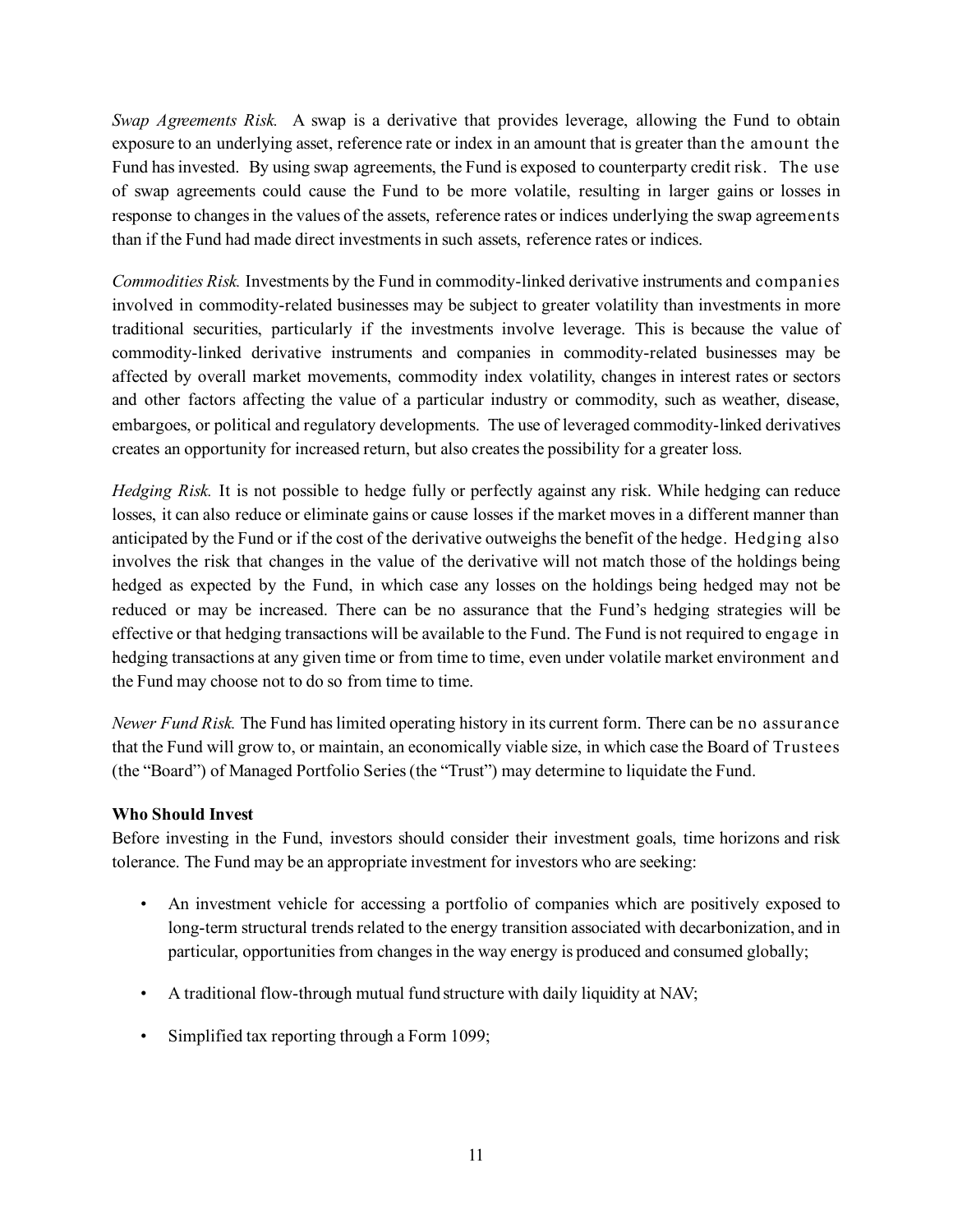*Swap Agreements Risk.* A swap is a derivative that provides leverage, allowing the Fund to obtain exposure to an underlying asset, reference rate or index in an amount that is greater than the amount the Fund has invested. By using swap agreements, the Fund is exposed to counterparty credit risk. The use of swap agreements could cause the Fund to be more volatile, resulting in larger gains or losses in response to changes in the values of the assets, reference rates or indices underlying the swap agreements than if the Fund had made direct investments in such assets, reference rates or indices.

*Commodities Risk.* Investments by the Fund in commodity-linked derivative instruments and companies involved in commodity-related businesses may be subject to greater volatility than investments in more traditional securities, particularly if the investments involve leverage. This is because the value of commodity-linked derivative instruments and companies in commodity-related businesses may be affected by overall market movements, commodity index volatility, changes in interest rates or sectors and other factors affecting the value of a particular industry or commodity, such as weather, disease, embargoes, or political and regulatory developments. The use of leveraged commodity-linked derivatives creates an opportunity for increased return, but also creates the possibility for a greater loss.

*Hedging Risk.* It is not possible to hedge fully or perfectly against any risk. While hedging can reduce losses, it can also reduce or eliminate gains or cause losses if the market moves in a different manner than anticipated by the Fund or if the cost of the derivative outweighs the benefit of the hedge. Hedging also involves the risk that changes in the value of the derivative will not match those of the holdings being hedged as expected by the Fund, in which case any losses on the holdings being hedged may not be reduced or may be increased. There can be no assurance that the Fund's hedging strategies will be effective or that hedging transactions will be available to the Fund. The Fund is not required to engage in hedging transactions at any given time or from time to time, even under volatile market environment and the Fund may choose not to do so from time to time.

*Newer Fund Risk.* The Fund has limited operating history in its current form. There can be no assurance that the Fund will grow to, or maintain, an economically viable size, in which case the Board of Trustees (the "Board") of Managed Portfolio Series (the "Trust") may determine to liquidate the Fund.

**Who Should Invest**

Before investing in the Fund, investors should consider their investment goals, time horizons and risk tolerance. The Fund may be an appropriate investment for investors who are seeking:

- An investment vehicle for accessing a portfolio of companies which are positively exposed to long-term structural trends related to the energy transition associated with decarbonization, and in particular, opportunities from changes in the way energy is produced and consumed globally;
- A traditional flow-through mutual fund structure with daily liquidity at NAV;
- Simplified tax reporting through a Form 1099;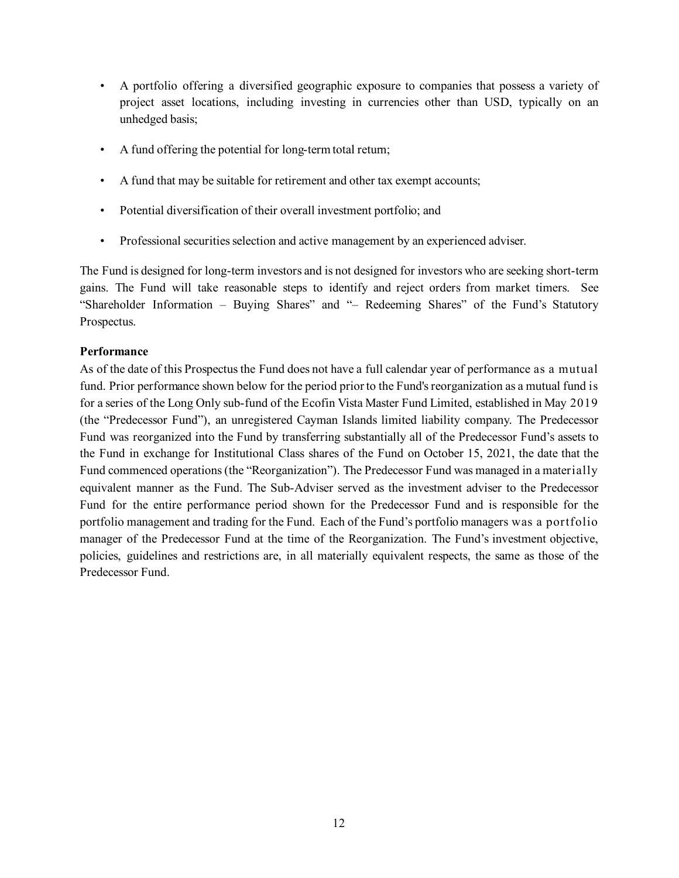- A portfolio offering a diversified geographic exposure to companies that possess a variety of project asset locations, including investing in currencies other than USD, typically on an unhedged basis;
- A fund offering the potential for long-term total return;
- A fund that may be suitable for retirement and other tax exempt accounts;
- Potential diversification of their overall investment portfolio; and
- Professional securities selection and active management by an experienced adviser.

The Fund is designed for long-term investors and is not designed for investors who are seeking short-term gains. The Fund will take reasonable steps to identify and reject orders from market timers. See "Shareholder Information – Buying Shares" and "– Redeeming Shares" of the Fund's Statutory Prospectus.

**Performance**

As of the date of this Prospectus the Fund does not have a full calendar year of performance as a mutual fund. Prior performance shown below for the period prior to the Fund's reorganization as a mutual fund is for a series of the Long Only sub-fund of the Ecofin Vista Master Fund Limited, established in May 2019 (the "Predecessor Fund"), an unregistered Cayman Islands limited liability company. The Predecessor Fund was reorganized into the Fund by transferring substantially all of the Predecessor Fund's assets to the Fund in exchange for Institutional Class shares of the Fund on October 15, 2021, the date that the Fund commenced operations (the "Reorganization"). The Predecessor Fund was managed in a materially equivalent manner as the Fund. The Sub-Adviser served as the investment adviser to the Predecessor Fund for the entire performance period shown for the Predecessor Fund and is responsible for the portfolio management and trading for the Fund. Each of the Fund's portfolio managers was a portfolio manager of the Predecessor Fund at the time of the Reorganization. The Fund's investment objective, policies, guidelines and restrictions are, in all materially equivalent respects, the same as those of the Predecessor Fund.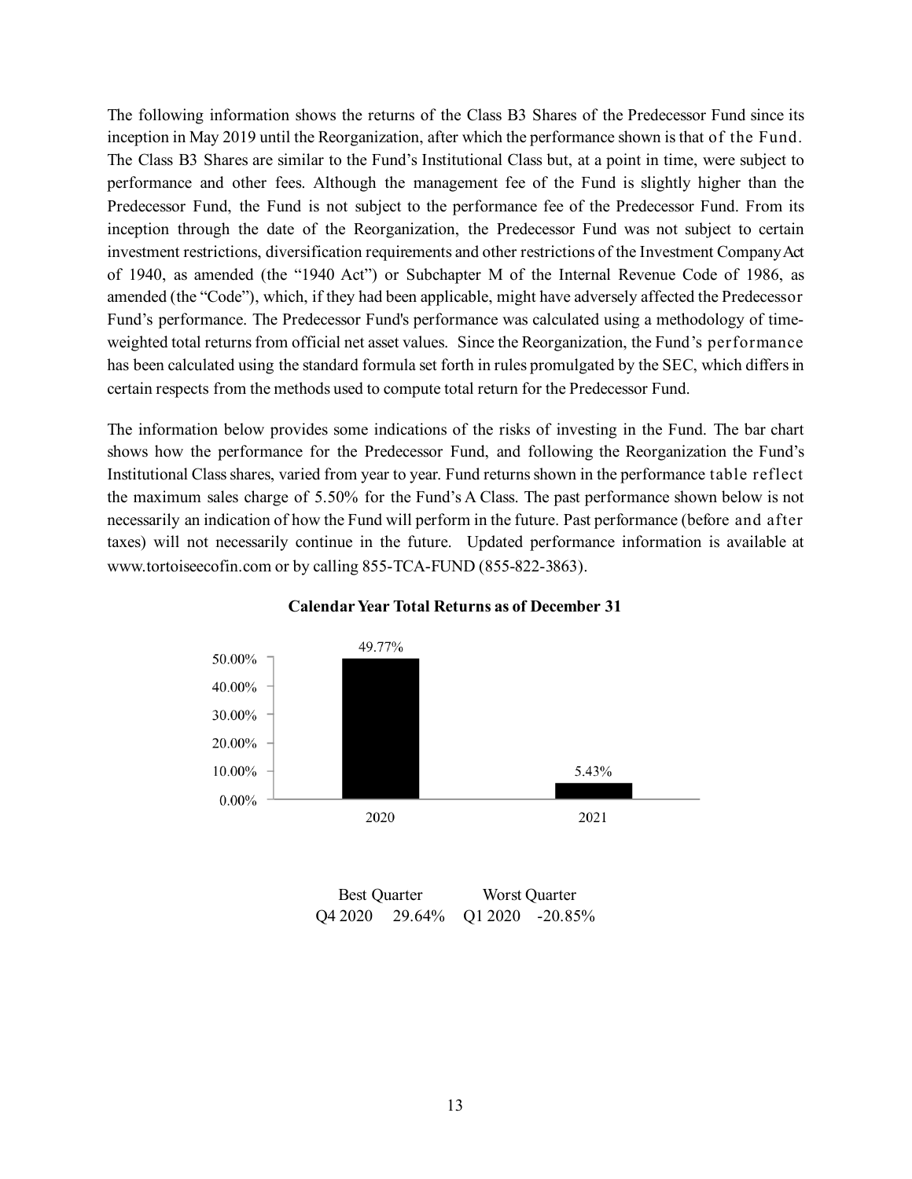The following information shows the returns of the Class B3 Shares of the Predecessor Fund since its inception in May 2019 until the Reorganization, after which the performance shown is that of the Fund. The Class B3 Shares are similar to the Fund's Institutional Class but, at a point in time, were subject to performance and other fees. Although the management fee of the Fund is slightly higher than the Predecessor Fund, the Fund is not subject to the performance fee of the Predecessor Fund. From its inception through the date of the Reorganization, the Predecessor Fund was not subject to certain investment restrictions, diversification requirements and other restrictions of the Investment Company Act of 1940, as amended (the "1940 Act") or Subchapter M of the Internal Revenue Code of 1986, as amended (the "Code"), which, if they had been applicable, might have adversely affected the Predecessor Fund's performance. The Predecessor Fund's performance was calculated using a methodology of time-weighted total returns from official net asset values. Since the Reorganization, the Fund's performance has been calculated using the standard formula set forth in rules promulgated by the SEC, which differs in certain respects from the methods used to compute total return for the Predecessor Fund.

The information below provides some indications of the risks of investing in the Fund. The bar chart shows how the performance for the Predecessor Fund, and following the Reorganization the Fund's Institutional Class shares, varied from year to year. Fund returns shown in the performance table reflect the maximum sales charge of 5.50% for the Fund's A Class. The past performance shown below is not necessarily an indication of how the Fund will perform in the future. Past performance (before and after taxes) will not necessarily continue in the future. Updated performance information is available at www.tortoiseecofin.com or by calling 855-TCA-FUND (855-822-3863).

**Calendar Year Total Returns as of December 31**

| Year | Total Return |
|---|---|
| 2020 | 49.77% |
| 2021 | 5.43% |

| Best Quarter | | Worst Quarter | |
|---|---|---|---|
| Q4 2020 | 29.64% | Q1 2020 | -20.85% |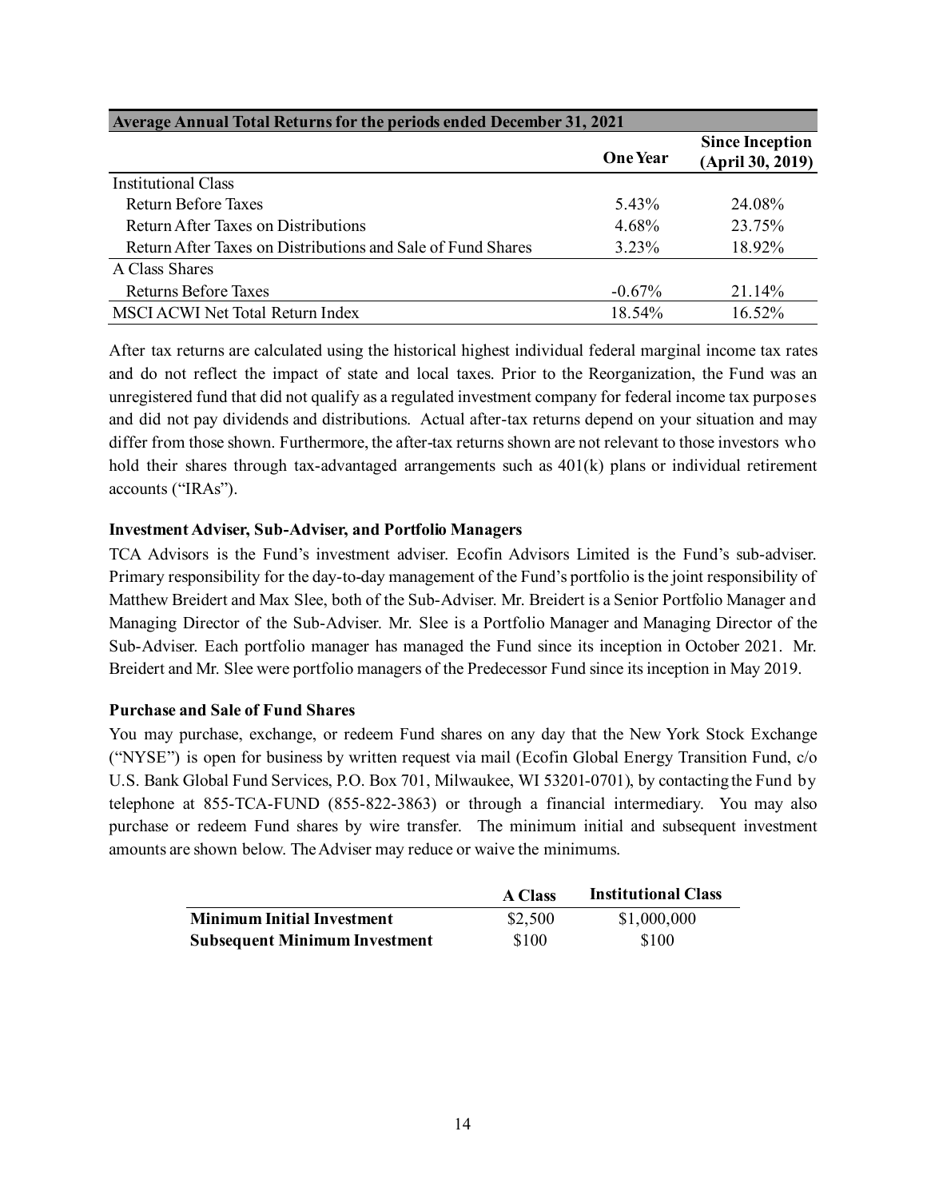| Average Annual Total Returns for the periods ended December 31, 2021 | One Year | Since Inception (April 30, 2019) |
|---|---|---|
| Institutional Class | | |
| Return Before Taxes | 5.43% | 24.08% |
| Return After Taxes on Distributions | 4.68% | 23.75% |
| Return After Taxes on Distributions and Sale of Fund Shares | 3.23% | 18.92% |
| A Class Shares | | |
| Returns Before Taxes | -0.67% | 21.14% |
| MSCI ACWI Net Total Return Index | 18.54% | 16.52% |

After tax returns are calculated using the historical highest individual federal marginal income tax rates and do not reflect the impact of state and local taxes. Prior to the Reorganization, the Fund was an unregistered fund that did not qualify as a regulated investment company for federal income tax purposes and did not pay dividends and distributions. Actual after-tax returns depend on your situation and may differ from those shown. Furthermore, the after-tax returns shown are not relevant to those investors who hold their shares through tax-advantaged arrangements such as 401(k) plans or individual retirement accounts ("IRAs").

**Investment Adviser, Sub-Adviser, and Portfolio Managers**

TCA Advisors is the Fund's investment adviser. Ecofin Advisors Limited is the Fund's sub-adviser. Primary responsibility for the day-to-day management of the Fund's portfolio is the joint responsibility of Matthew Breidert and Max Slee, both of the Sub-Adviser. Mr. Breidert is a Senior Portfolio Manager and Managing Director of the Sub-Adviser. Mr. Slee is a Portfolio Manager and Managing Director of the Sub-Adviser. Each portfolio manager has managed the Fund since its inception in October 2021. Mr. Breidert and Mr. Slee were portfolio managers of the Predecessor Fund since its inception in May 2019.

**Purchase and Sale of Fund Shares**

You may purchase, exchange, or redeem Fund shares on any day that the New York Stock Exchange ("NYSE") is open for business by written request via mail (Ecofin Global Energy Transition Fund, c/o U.S. Bank Global Fund Services, P.O. Box 701, Milwaukee, WI 53201-0701), by contacting the Fund by telephone at 855-TCA-FUND (855-822-3863) or through a financial intermediary. You may also purchase or redeem Fund shares by wire transfer. The minimum initial and subsequent investment amounts are shown below. The Adviser may reduce or waive the minimums.

| | A Class | Institutional Class |
|---|---|---|
| **Minimum Initial Investment** | $2,500 | $1,000,000 |
| **Subsequent Minimum Investment** | $100 | $100 |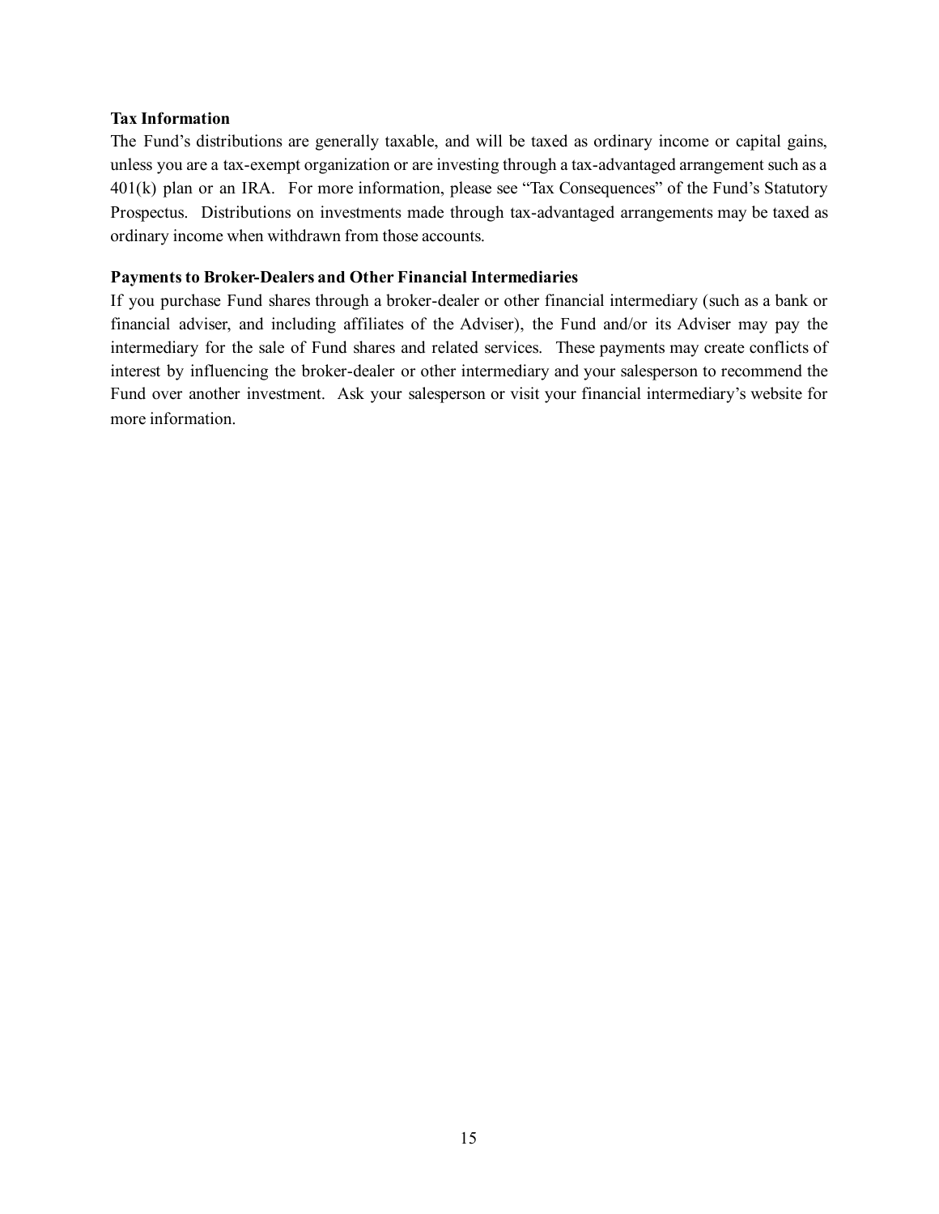**Tax Information**

The Fund's distributions are generally taxable, and will be taxed as ordinary income or capital gains, unless you are a tax-exempt organization or are investing through a tax-advantaged arrangement such as a 401(k) plan or an IRA. For more information, please see "Tax Consequences" of the Fund's Statutory Prospectus. Distributions on investments made through tax-advantaged arrangements may be taxed as ordinary income when withdrawn from those accounts.

**Payments to Broker-Dealers and Other Financial Intermediaries**

If you purchase Fund shares through a broker-dealer or other financial intermediary (such as a bank or financial adviser, and including affiliates of the Adviser), the Fund and/or its Adviser may pay the intermediary for the sale of Fund shares and related services. These payments may create conflicts of interest by influencing the broker-dealer or other intermediary and your salesperson to recommend the Fund over another investment. Ask your salesperson or visit your financial intermediary's website for more information.